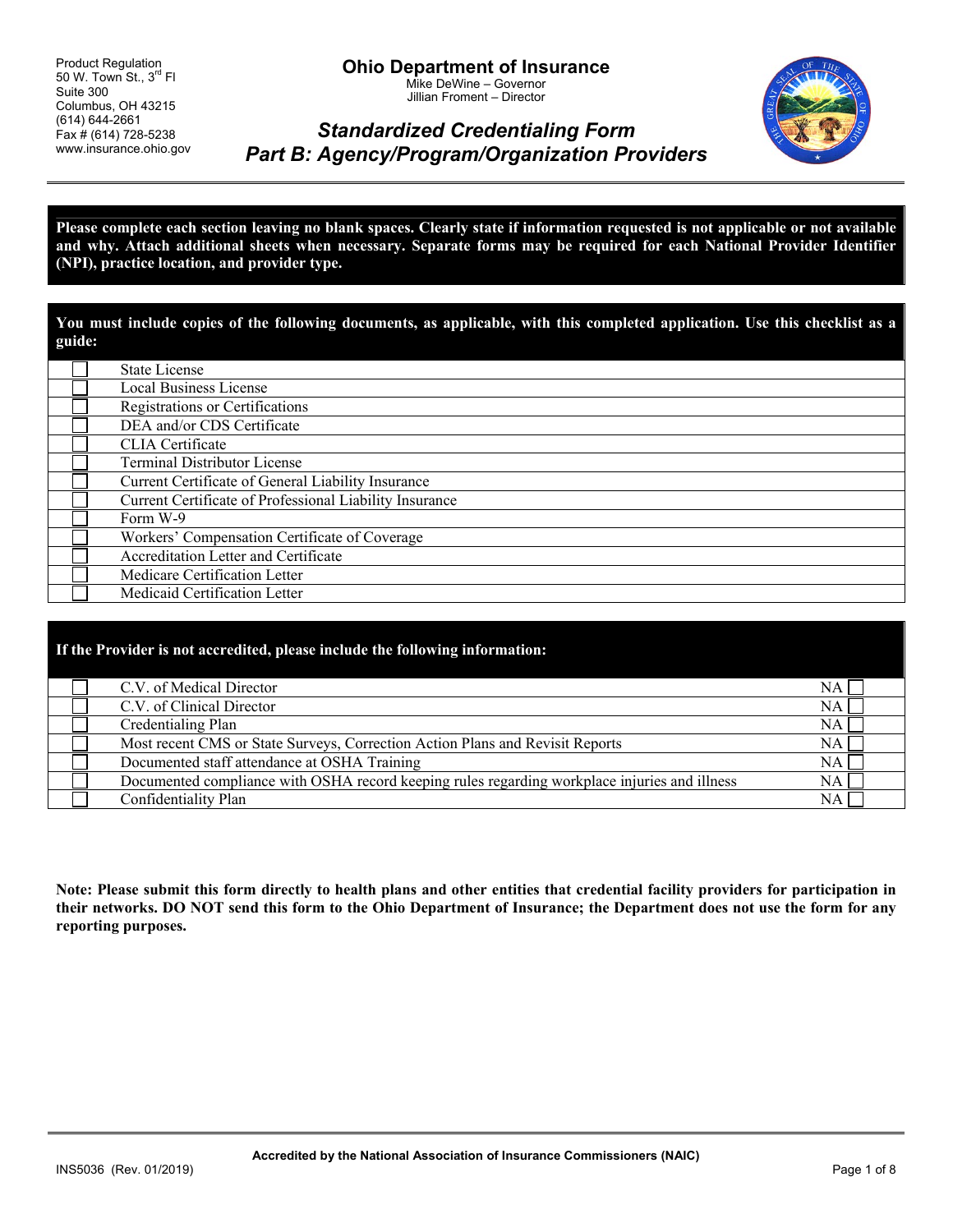Product Regulation
50 W. Town St., 3rd Fl
Suite 300
Columbus, OH 43215
(614) 644-2661
Fax # (614) 728-5238
www.insurance.ohio.gov

# Ohio Department of Insurance

Mike DeWine – Governor
Jillian Froment – Director

## *Standardized Credentialing Form*
## *Part B: Agency/Program/Organization Providers*

**Please complete each section leaving no blank spaces. Clearly state if information requested is not applicable or not available and why. Attach additional sheets when necessary. Separate forms may be required for each National Provider Identifier (NPI), practice location, and provider type.**

| | **You must include copies of the following documents, as applicable, with this completed application. Use this checklist as a guide:** |
|---|---|
| ☐ | State License |
| ☐ | Local Business License |
| ☐ | Registrations or Certifications |
| ☐ | DEA and/or CDS Certificate |
| ☐ | CLIA Certificate |
| ☐ | Terminal Distributor License |
| ☐ | Current Certificate of General Liability Insurance |
| ☐ | Current Certificate of Professional Liability Insurance |
| ☐ | Form W-9 |
| ☐ | Workers' Compensation Certificate of Coverage |
| ☐ | Accreditation Letter and Certificate |
| ☐ | Medicare Certification Letter |
| ☐ | Medicaid Certification Letter |

| | **If the Provider is not accredited, please include the following information:** | |
|---|---|---|
| ☐ | C.V. of Medical Director | NA ☐ |
| ☐ | C.V. of Clinical Director | NA ☐ |
| ☐ | Credentialing Plan | NA ☐ |
| ☐ | Most recent CMS or State Surveys, Correction Action Plans and Revisit Reports | NA ☐ |
| ☐ | Documented staff attendance at OSHA Training | NA ☐ |
| ☐ | Documented compliance with OSHA record keeping rules regarding workplace injuries and illness | NA ☐ |
| ☐ | Confidentiality Plan | NA ☐ |

**Note: Please submit this form directly to health plans and other entities that credential facility providers for participation in their networks. DO NOT send this form to the Ohio Department of Insurance; the Department does not use the form for any reporting purposes.**

**Accredited by the National Association of Insurance Commissioners (NAIC)**

INS5036 (Rev. 01/2019)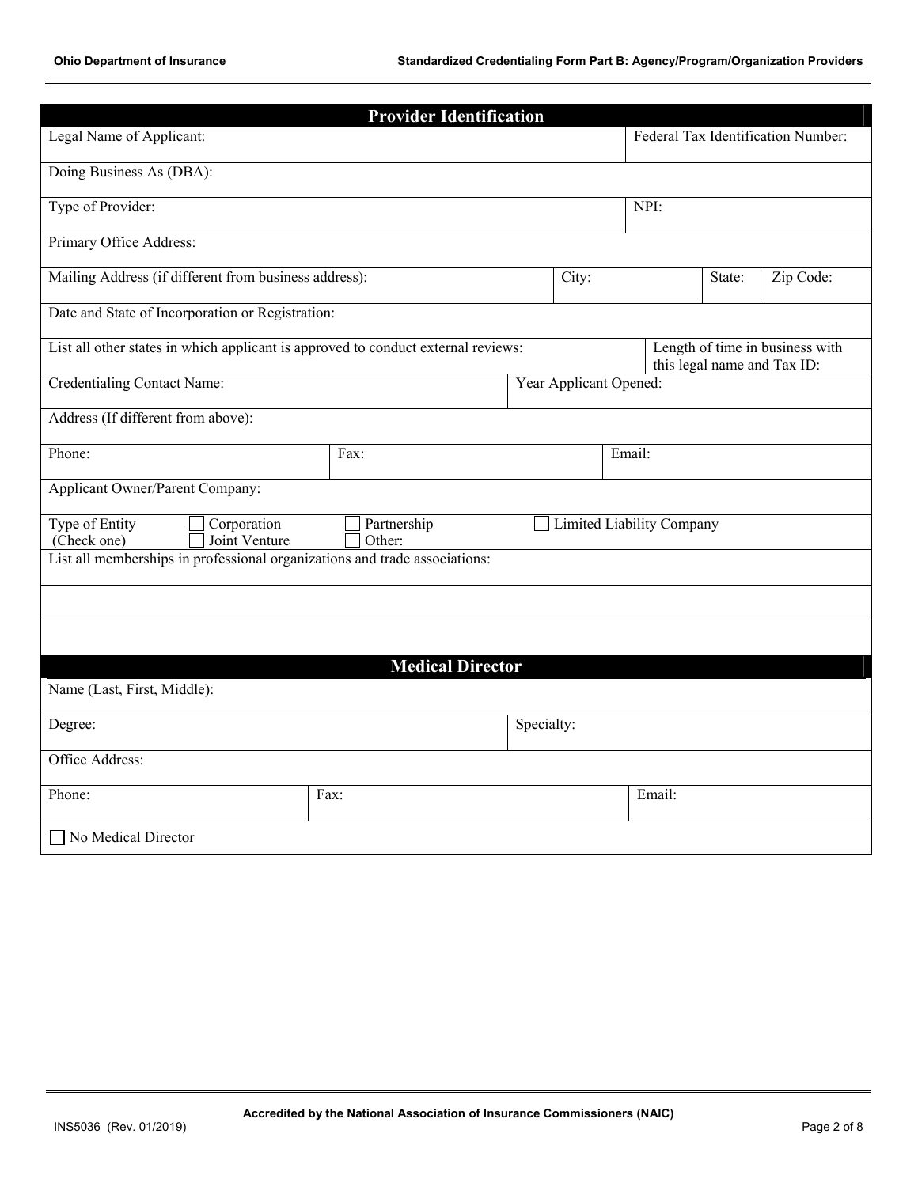## Provider Identification

| Legal Name of Applicant: | | | Federal Tax Identification Number: |
|---|---|---|---|
| Doing Business As (DBA): | | | |
| Type of Provider: | | | NPI: |
| Primary Office Address: | | | |
| Mailing Address (if different from business address): | City: | State: | Zip Code: |
| Date and State of Incorporation or Registration: | | | |
| List all other states in which applicant is approved to conduct external reviews: | | | Length of time in business with this legal name and Tax ID: |
| Credentialing Contact Name: | | Year Applicant Opened: | |
| Address (If different from above): | | | |
| Phone: | Fax: | Email: | |
| Applicant Owner/Parent Company: | | | |

Type of Entity (Check one)

- ☐ Corporation
- ☐ Partnership
- ☐ Limited Liability Company
- ☐ Joint Venture
- ☐ Other:

List all memberships in professional organizations and trade associations:

## Medical Director

| Name (Last, First, Middle): | | |
|---|---|---|
| Degree: | Specialty: | |
| Office Address: | | |
| Phone: | Fax: | Email: |

☐ No Medical Director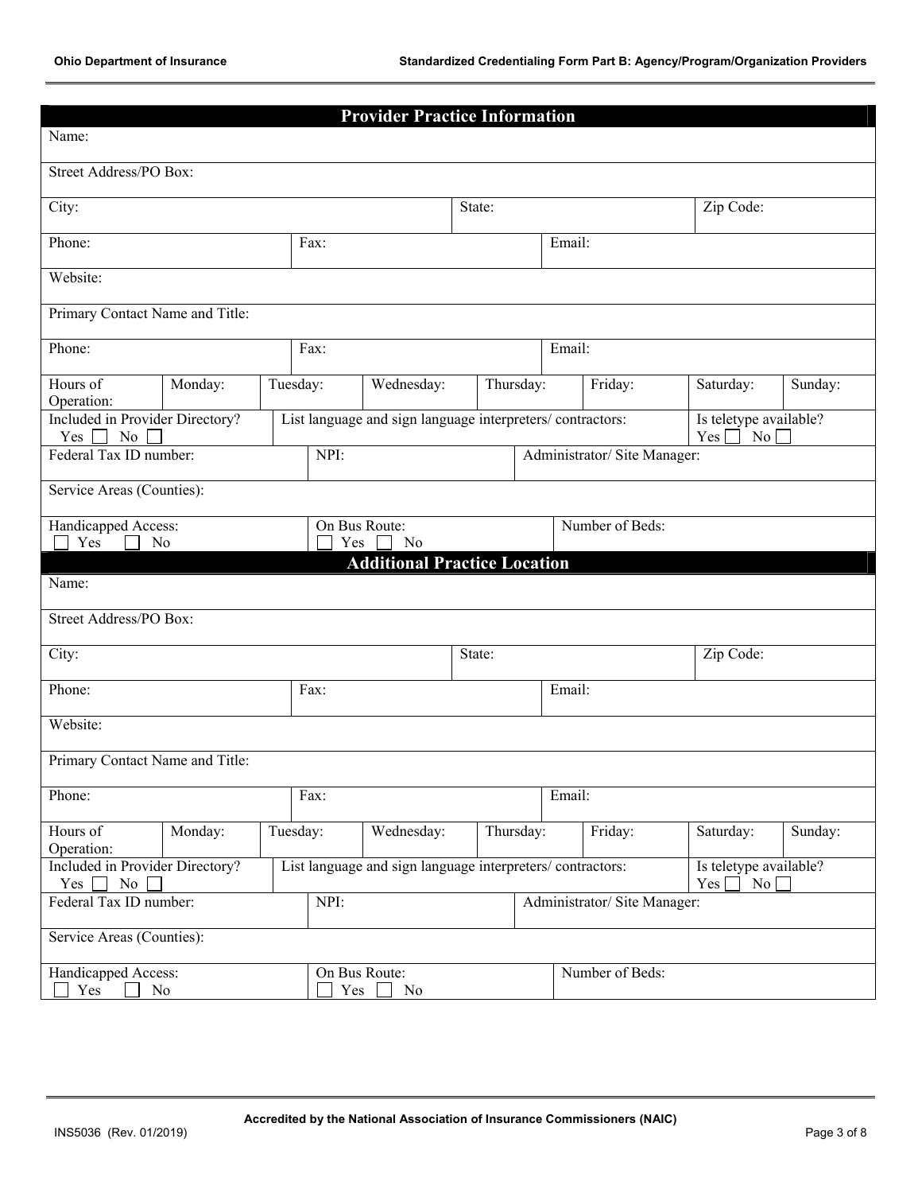## Provider Practice Information

| | | | | | | | |
|---|---|---|---|---|---|---|---|
| Name: | | | | | | | |
| Street Address/PO Box: | | | | | | | |
| City: | | | | State: | | Zip Code: | |
| Phone: | | Fax: | | Email: | | | |
| Website: | | | | | | | |
| Primary Contact Name and Title: | | | | | | | |
| Phone: | | Fax: | | Email: | | | |
| Hours of Operation: | Monday: | Tuesday: | Wednesday: | Thursday: | Friday: | Saturday: | Sunday: |
| Included in Provider Directory? Yes ☐ No ☐ | | List language and sign language interpreters/ contractors: | | | | Is teletype available? Yes ☐ No ☐ | |
| Federal Tax ID number: | | NPI: | | Administrator/ Site Manager: | | | |
| Service Areas (Counties): | | | | | | | |
| Handicapped Access: ☐ Yes ☐ No | | On Bus Route: ☐ Yes ☐ No | | Number of Beds: | | | |

## Additional Practice Location

| | | | | | | | |
|---|---|---|---|---|---|---|---|
| Name: | | | | | | | |
| Street Address/PO Box: | | | | | | | |
| City: | | | | State: | | Zip Code: | |
| Phone: | | Fax: | | Email: | | | |
| Website: | | | | | | | |
| Primary Contact Name and Title: | | | | | | | |
| Phone: | | Fax: | | Email: | | | |
| Hours of Operation: | Monday: | Tuesday: | Wednesday: | Thursday: | Friday: | Saturday: | Sunday: |
| Included in Provider Directory? Yes ☐ No ☐ | | List language and sign language interpreters/ contractors: | | | | Is teletype available? Yes ☐ No ☐ | |
| Federal Tax ID number: | | NPI: | | Administrator/ Site Manager: | | | |
| Service Areas (Counties): | | | | | | | |
| Handicapped Access: ☐ Yes ☐ No | | On Bus Route: ☐ Yes ☐ No | | Number of Beds: | | | |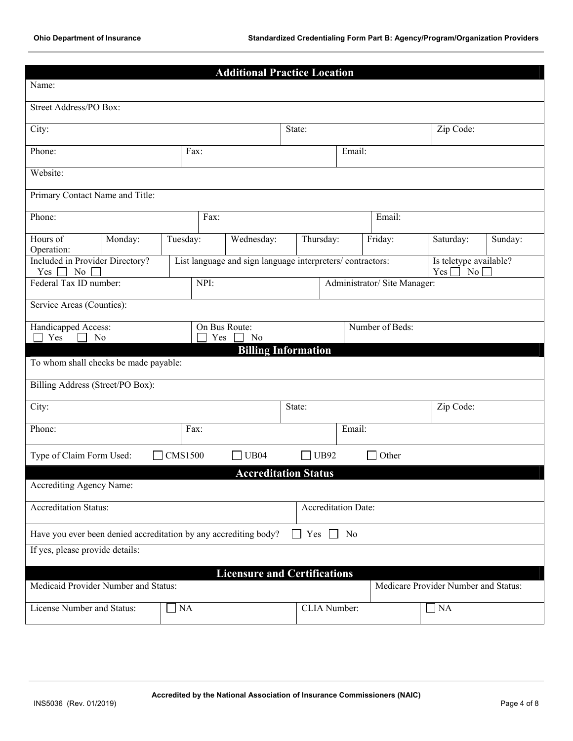## Additional Practice Location

Name:

Street Address/PO Box:

| City: | State: | Zip Code: |
|---|---|---|

| Phone: | Fax: | Email: |
|---|---|---|

Website:

Primary Contact Name and Title:

| Phone: | Fax: | Email: |
|---|---|---|

| Hours of Operation: | Monday: | Tuesday: | Wednesday: | Thursday: | Friday: | Saturday: | Sunday: |
|---|---|---|---|---|---|---|---|

| Included in Provider Directory? Yes ☐ No ☐ | List language and sign language interpreters/ contractors: | Is teletype available? Yes ☐ No ☐ |
|---|---|---|

| Federal Tax ID number: | NPI: | Administrator/ Site Manager: |
|---|---|---|

Service Areas (Counties):

| Handicapped Access: ☐ Yes ☐ No | On Bus Route: ☐ Yes ☐ No | Number of Beds: |
|---|---|---|

## Billing Information

To whom shall checks be made payable:

Billing Address (Street/PO Box):

| City: | State: | Zip Code: |
|---|---|---|

| Phone: | Fax: | Email: |
|---|---|---|

Type of Claim Form Used: ☐ CMS1500 ☐ UB04 ☐ UB92 ☐ Other

## Accreditation Status

Accrediting Agency Name:

| Accreditation Status: | Accreditation Date: |
|---|---|

Have you ever been denied accreditation by any accrediting body? ☐ Yes ☐ No

If yes, please provide details:

## Licensure and Certifications

| Medicaid Provider Number and Status: | Medicare Provider Number and Status: |
|---|---|

| License Number and Status: | ☐ NA | CLIA Number: | ☐ NA |
|---|---|---|---|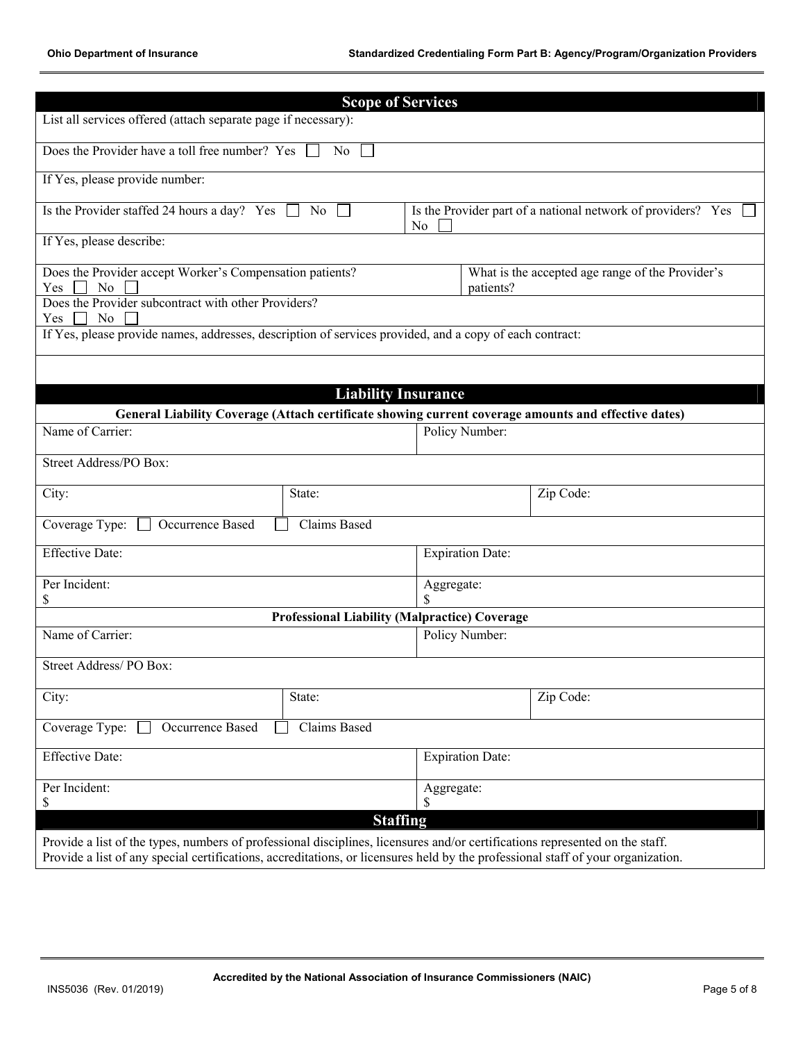## Scope of Services

List all services offered (attach separate page if necessary):

Does the Provider have a toll free number? Yes ☐ No ☐

If Yes, please provide number:

Is the Provider staffed 24 hours a day? Yes ☐ No ☐

Is the Provider part of a national network of providers? Yes ☐ No ☐

If Yes, please describe:

Does the Provider accept Worker's Compensation patients? Yes ☐ No ☐

What is the accepted age range of the Provider's patients?

Does the Provider subcontract with other Providers? Yes ☐ No ☐

If Yes, please provide names, addresses, description of services provided, and a copy of each contract:

## Liability Insurance

**General Liability Coverage (Attach certificate showing current coverage amounts and effective dates)**

| Name of Carrier: | | Policy Number: | |
|---|---|---|---|
| Street Address/PO Box: | | | |
| City: | State: | | Zip Code: |
| Coverage Type: ☐ Occurrence Based ☐ Claims Based | | | |
| Effective Date: | | Expiration Date: | |
| Per Incident: $ | | Aggregate: $ | |

**Professional Liability (Malpractice) Coverage**

| Name of Carrier: | | Policy Number: | |
|---|---|---|---|
| Street Address/ PO Box: | | | |
| City: | State: | | Zip Code: |
| Coverage Type: ☐ Occurrence Based ☐ Claims Based | | | |
| Effective Date: | | Expiration Date: | |
| Per Incident: $ | | Aggregate: $ | |

## Staffing

Provide a list of the types, numbers of professional disciplines, licensures and/or certifications represented on the staff.
Provide a list of any special certifications, accreditations, or licensures held by the professional staff of your organization.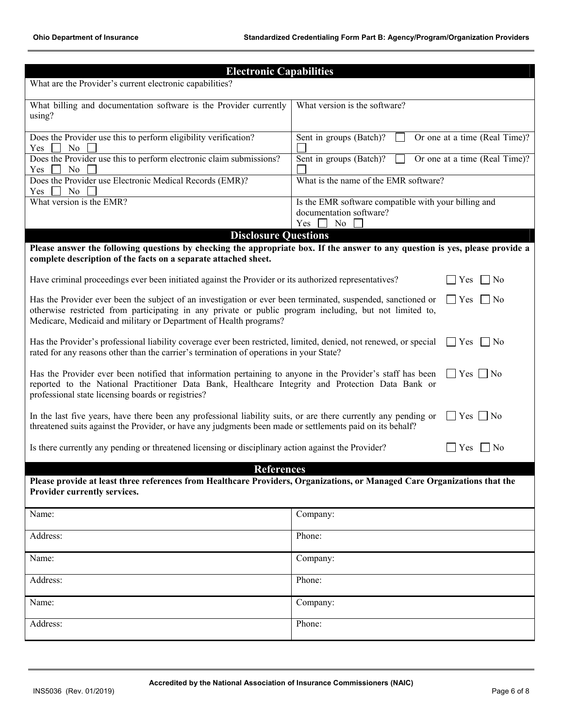## Electronic Capabilities

| What are the Provider's current electronic capabilities? | |
|---|---|
| What billing and documentation software is the Provider currently using? | What version is the software? |
| Does the Provider use this to perform eligibility verification? Yes ☐ No ☐ | Sent in groups (Batch)? ☐ Or one at a time (Real Time)? ☐ |
| Does the Provider use this to perform electronic claim submissions? Yes ☐ No ☐ | Sent in groups (Batch)? ☐ Or one at a time (Real Time)? ☐ |
| Does the Provider use Electronic Medical Records (EMR)? Yes ☐ No ☐ | What is the name of the EMR software? |
| What version is the EMR? | Is the EMR software compatible with your billing and documentation software? Yes ☐ No ☐ |

## Disclosure Questions

**Please answer the following questions by checking the appropriate box. If the answer to any question is yes, please provide a complete description of the facts on a separate attached sheet.**

| Question | Answer |
|---|---|
| Have criminal proceedings ever been initiated against the Provider or its authorized representatives? | ☐ Yes ☐ No |
| Has the Provider ever been the subject of an investigation or ever been terminated, suspended, sanctioned or otherwise restricted from participating in any private or public program including, but not limited to, Medicare, Medicaid and military or Department of Health programs? | ☐ Yes ☐ No |
| Has the Provider's professional liability coverage ever been restricted, limited, denied, not renewed, or special rated for any reasons other than the carrier's termination of operations in your State? | ☐ Yes ☐ No |
| Has the Provider ever been notified that information pertaining to anyone in the Provider's staff has been reported to the National Practitioner Data Bank, Healthcare Integrity and Protection Data Bank or professional state licensing boards or registries? | ☐ Yes ☐ No |
| In the last five years, have there been any professional liability suits, or are there currently any pending or threatened suits against the Provider, or have any judgments been made or settlements paid on its behalf? | ☐ Yes ☐ No |
| Is there currently any pending or threatened licensing or disciplinary action against the Provider? | ☐ Yes ☐ No |

## References

**Please provide at least three references from Healthcare Providers, Organizations, or Managed Care Organizations that the Provider currently services.**

| | |
|---|---|
| Name: | Company: |
| Address: | Phone: |
| Name: | Company: |
| Address: | Phone: |
| Name: | Company: |
| Address: | Phone: |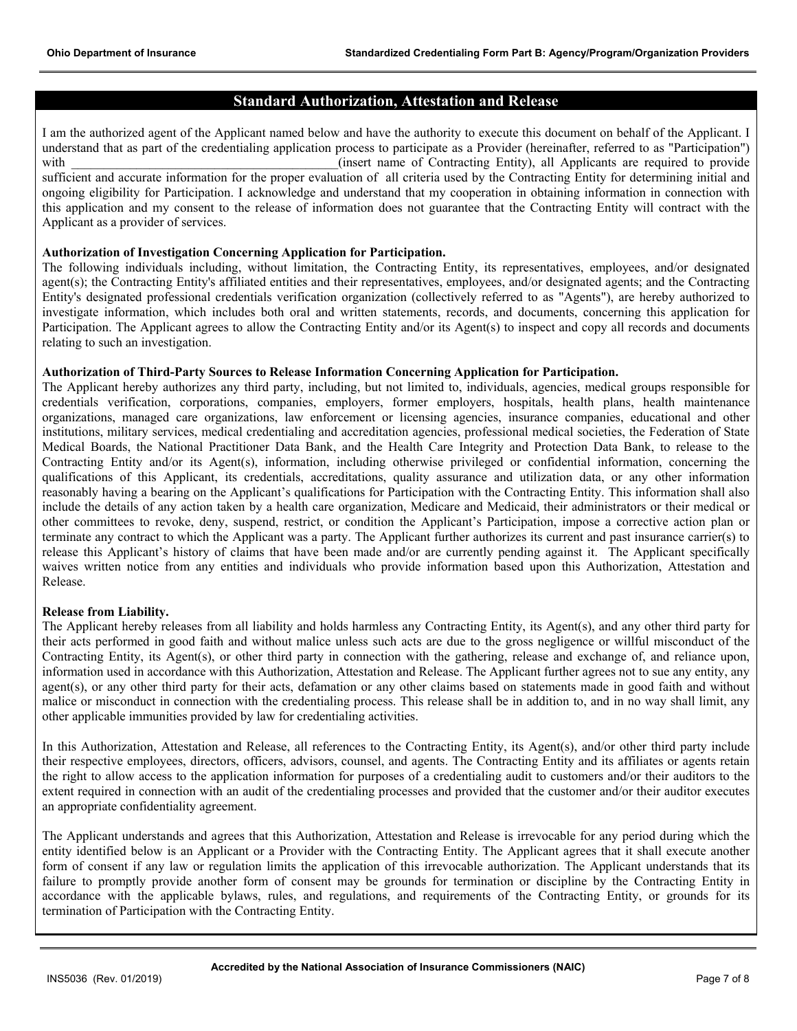## Standard Authorization, Attestation and Release

I am the authorized agent of the Applicant named below and have the authority to execute this document on behalf of the Applicant. I understand that as part of the credentialing application process to participate as a Provider (hereinafter, referred to as "Participation") with ___________________________________________(insert name of Contracting Entity), all Applicants are required to provide sufficient and accurate information for the proper evaluation of all criteria used by the Contracting Entity for determining initial and ongoing eligibility for Participation. I acknowledge and understand that my cooperation in obtaining information in connection with this application and my consent to the release of information does not guarantee that the Contracting Entity will contract with the Applicant as a provider of services.

**Authorization of Investigation Concerning Application for Participation.**
The following individuals including, without limitation, the Contracting Entity, its representatives, employees, and/or designated agent(s); the Contracting Entity's affiliated entities and their representatives, employees, and/or designated agents; and the Contracting Entity's designated professional credentials verification organization (collectively referred to as "Agents"), are hereby authorized to investigate information, which includes both oral and written statements, records, and documents, concerning this application for Participation. The Applicant agrees to allow the Contracting Entity and/or its Agent(s) to inspect and copy all records and documents relating to such an investigation.

**Authorization of Third-Party Sources to Release Information Concerning Application for Participation.**
The Applicant hereby authorizes any third party, including, but not limited to, individuals, agencies, medical groups responsible for credentials verification, corporations, companies, employers, former employers, hospitals, health plans, health maintenance organizations, managed care organizations, law enforcement or licensing agencies, insurance companies, educational and other institutions, military services, medical credentialing and accreditation agencies, professional medical societies, the Federation of State Medical Boards, the National Practitioner Data Bank, and the Health Care Integrity and Protection Data Bank, to release to the Contracting Entity and/or its Agent(s), information, including otherwise privileged or confidential information, concerning the qualifications of this Applicant, its credentials, accreditations, quality assurance and utilization data, or any other information reasonably having a bearing on the Applicant's qualifications for Participation with the Contracting Entity. This information shall also include the details of any action taken by a health care organization, Medicare and Medicaid, their administrators or their medical or other committees to revoke, deny, suspend, restrict, or condition the Applicant's Participation, impose a corrective action plan or terminate any contract to which the Applicant was a party. The Applicant further authorizes its current and past insurance carrier(s) to release this Applicant's history of claims that have been made and/or are currently pending against it. The Applicant specifically waives written notice from any entities and individuals who provide information based upon this Authorization, Attestation and Release.

**Release from Liability.**
The Applicant hereby releases from all liability and holds harmless any Contracting Entity, its Agent(s), and any other third party for their acts performed in good faith and without malice unless such acts are due to the gross negligence or willful misconduct of the Contracting Entity, its Agent(s), or other third party in connection with the gathering, release and exchange of, and reliance upon, information used in accordance with this Authorization, Attestation and Release. The Applicant further agrees not to sue any entity, any agent(s), or any other third party for their acts, defamation or any other claims based on statements made in good faith and without malice or misconduct in connection with the credentialing process. This release shall be in addition to, and in no way shall limit, any other applicable immunities provided by law for credentialing activities.

In this Authorization, Attestation and Release, all references to the Contracting Entity, its Agent(s), and/or other third party include their respective employees, directors, officers, advisors, counsel, and agents. The Contracting Entity and its affiliates or agents retain the right to allow access to the application information for purposes of a credentialing audit to customers and/or their auditors to the extent required in connection with an audit of the credentialing processes and provided that the customer and/or their auditor executes an appropriate confidentiality agreement.

The Applicant understands and agrees that this Authorization, Attestation and Release is irrevocable for any period during which the entity identified below is an Applicant or a Provider with the Contracting Entity. The Applicant agrees that it shall execute another form of consent if any law or regulation limits the application of this irrevocable authorization. The Applicant understands that its failure to promptly provide another form of consent may be grounds for termination or discipline by the Contracting Entity in accordance with the applicable bylaws, rules, and regulations, and requirements of the Contracting Entity, or grounds for its termination of Participation with the Contracting Entity.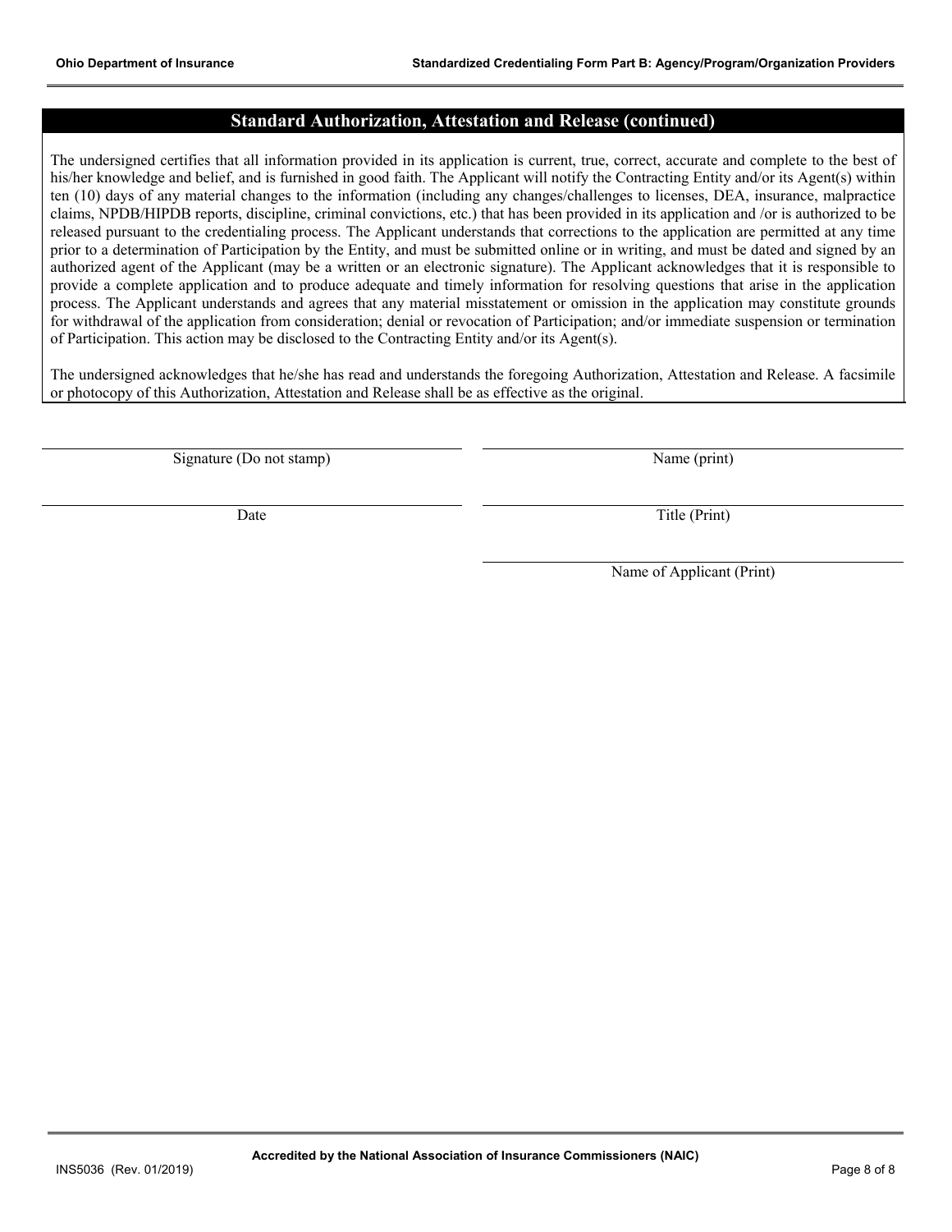## Standard Authorization, Attestation and Release (continued)

The undersigned certifies that all information provided in its application is current, true, correct, accurate and complete to the best of his/her knowledge and belief, and is furnished in good faith. The Applicant will notify the Contracting Entity and/or its Agent(s) within ten (10) days of any material changes to the information (including any changes/challenges to licenses, DEA, insurance, malpractice claims, NPDB/HIPDB reports, discipline, criminal convictions, etc.) that has been provided in its application and /or is authorized to be released pursuant to the credentialing process. The Applicant understands that corrections to the application are permitted at any time prior to a determination of Participation by the Entity, and must be submitted online or in writing, and must be dated and signed by an authorized agent of the Applicant (may be a written or an electronic signature). The Applicant acknowledges that it is responsible to provide a complete application and to produce adequate and timely information for resolving questions that arise in the application process. The Applicant understands and agrees that any material misstatement or omission in the application may constitute grounds for withdrawal of the application from consideration; denial or revocation of Participation; and/or immediate suspension or termination of Participation. This action may be disclosed to the Contracting Entity and/or its Agent(s).

The undersigned acknowledges that he/she has read and understands the foregoing Authorization, Attestation and Release. A facsimile or photocopy of this Authorization, Attestation and Release shall be as effective as the original.

| | |
|---|---|
| ______________________________ | ______________________________ |
| Signature (Do not stamp) | Name (print) |
| ______________________________ | ______________________________ |
| Date | Title (Print) |
| | ______________________________ |
| | Name of Applicant (Print) |

Accredited by the National Association of Insurance Commissioners (NAIC)

INS5036 (Rev. 01/2019)